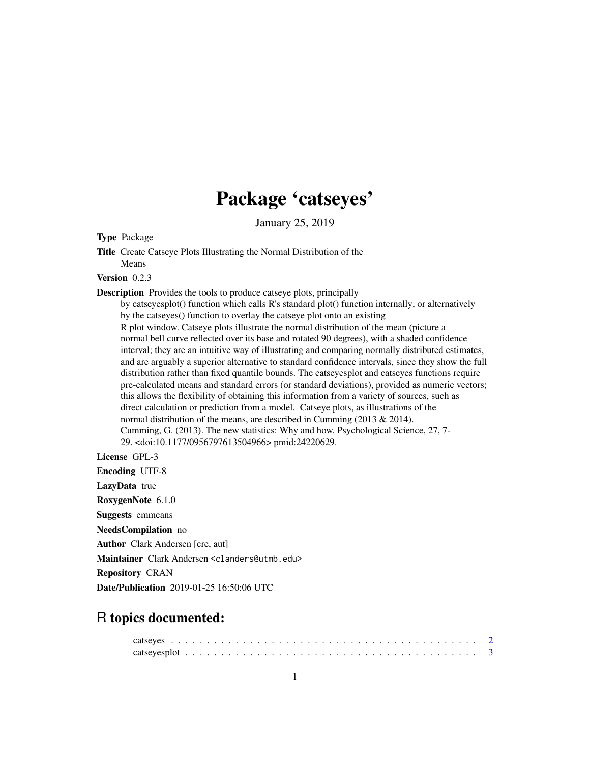# Package 'catseyes'

January 25, 2019

**Type** Package

**Title** Create Catseye Plots Illustrating the Normal Distribution of the Means

**Version** 0.2.3

**Description** Provides the tools to produce catseye plots, principally by catseyesplot() function which calls R's standard plot() function internally, or alternatively by the catseyes() function to overlay the catseye plot onto an existing R plot window. Catseye plots illustrate the normal distribution of the mean (picture a normal bell curve reflected over its base and rotated 90 degrees), with a shaded confidence interval; they are an intuitive way of illustrating and comparing normally distributed estimates, and are arguably a superior alternative to standard confidence intervals, since they show the full distribution rather than fixed quantile bounds. The catseyesplot and catseyes functions require pre-calculated means and standard errors (or standard deviations), provided as numeric vectors; this allows the flexibility of obtaining this information from a variety of sources, such as direct calculation or prediction from a model. Catseye plots, as illustrations of the normal distribution of the means, are described in Cumming (2013 & 2014). Cumming, G. (2013). The new statistics: Why and how. Psychological Science, 27, 7-29. <doi:10.1177/0956797613504966> pmid:24220629.

**License** GPL-3

**Encoding** UTF-8

**LazyData** true

**RoxygenNote** 6.1.0

**Suggests** emmeans

**NeedsCompilation** no

**Author** Clark Andersen [cre, aut]

**Maintainer** Clark Andersen <clanders@utmb.edu>

**Repository** CRAN

**Date/Publication** 2019-01-25 16:50:06 UTC

## R topics documented:

catseyes . . . . . . . . . . . . . . . . . . . . . . . . . . . . . . . . . . . . . . . . . . 2
catseyesplot . . . . . . . . . . . . . . . . . . . . . . . . . . . . . . . . . . . . . . . 3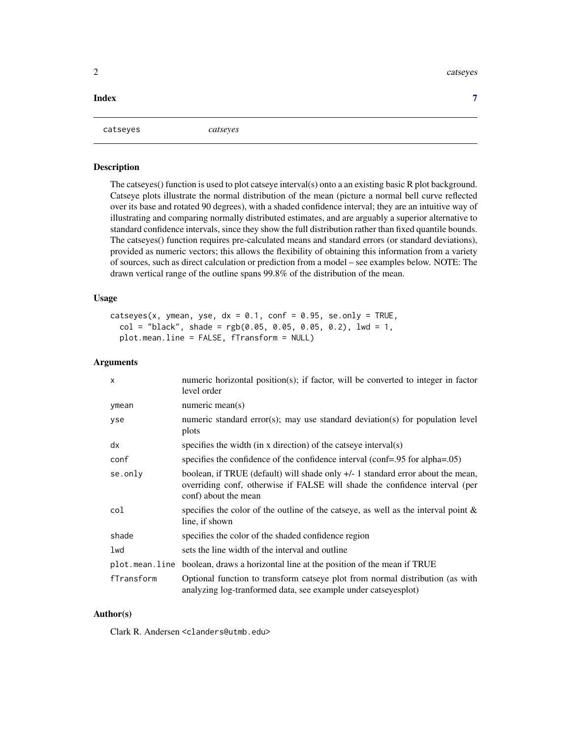**Index** **7**

---

catseyes *catseyes*

---

## Description

The catseyes() function is used to plot catseye interval(s) onto a an existing basic R plot background. Catseye plots illustrate the normal distribution of the mean (picture a normal bell curve reflected over its base and rotated 90 degrees), with a shaded confidence interval; they are an intuitive way of illustrating and comparing normally distributed estimates, and are arguably a superior alternative to standard confidence intervals, since they show the full distribution rather than fixed quantile bounds. The catseyes() function requires pre-calculated means and standard errors (or standard deviations), provided as numeric vectors; this allows the flexibility of obtaining this information from a variety of sources, such as direct calculation or prediction from a model – see examples below. NOTE: The drawn vertical range of the outline spans 99.8% of the distribution of the mean.

## Usage

```
catseyes(x, ymean, yse, dx = 0.1, conf = 0.95, se.only = TRUE,
  col = "black", shade = rgb(0.05, 0.05, 0.05, 0.2), lwd = 1,
  plot.mean.line = FALSE, fTransform = NULL)
```

## Arguments

| | |
|---|---|
| x | numeric horizontal position(s); if factor, will be converted to integer in factor level order |
| ymean | numeric mean(s) |
| yse | numeric standard error(s); may use standard deviation(s) for population level plots |
| dx | specifies the width (in x direction) of the catseye interval(s) |
| conf | specifies the confidence of the confidence interval (conf=.95 for alpha=.05) |
| se.only | boolean, if TRUE (default) will shade only +/- 1 standard error about the mean, overriding conf, otherwise if FALSE will shade the confidence interval (per conf) about the mean |
| col | specifies the color of the outline of the catseye, as well as the interval point & line, if shown |
| shade | specifies the color of the shaded confidence region |
| lwd | sets the line width of the interval and outline |
| plot.mean.line | boolean, draws a horizontal line at the position of the mean if TRUE |
| fTransform | Optional function to transform catseye plot from normal distribution (as with analyzing log-tranformed data, see example under catseyesplot) |

## Author(s)

Clark R. Andersen <clanders@utmb.edu>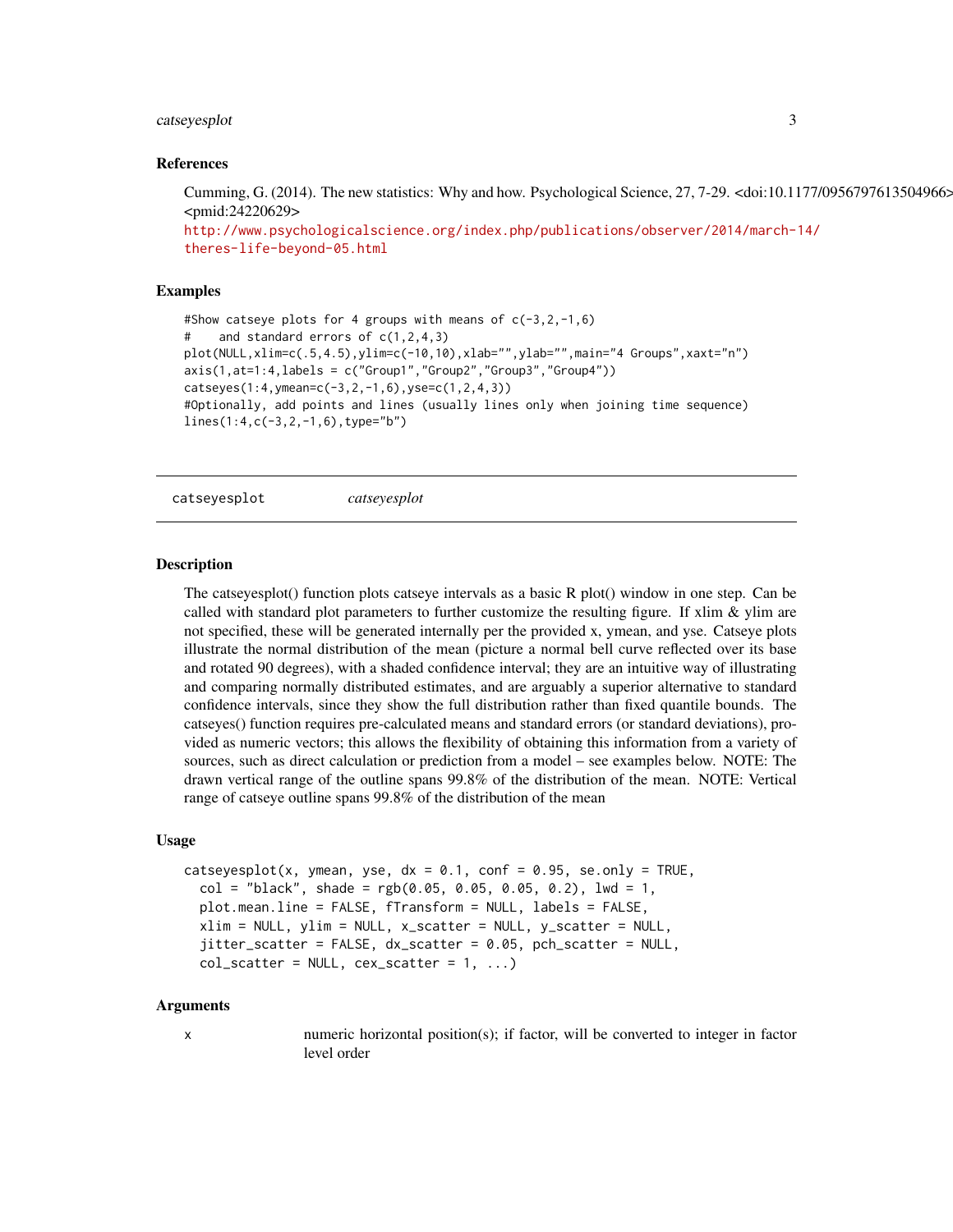## References

Cumming, G. (2014). The new statistics: Why and how. Psychological Science, 27, 7-29. <doi:10.1177/0956797613504966> <pmid:24220629>
http://www.psychologicalscience.org/index.php/publications/observer/2014/march-14/theres-life-beyond-05.html

## Examples

```
#Show catseye plots for 4 groups with means of c(-3,2,-1,6)
#    and standard errors of c(1,2,4,3)
plot(NULL,xlim=c(.5,4.5),ylim=c(-10,10),xlab="",ylab="",main="4 Groups",xaxt="n")
axis(1,at=1:4,labels = c("Group1","Group2","Group3","Group4"))
catseyes(1:4,ymean=c(-3,2,-1,6),yse=c(1,2,4,3))
#Optionally, add points and lines (usually lines only when joining time sequence)
lines(1:4,c(-3,2,-1,6),type="b")
```

---

# catseyesplot — *catseyesplot*

## Description

The catseyesplot() function plots catseye intervals as a basic R plot() window in one step. Can be called with standard plot parameters to further customize the resulting figure. If xlim & ylim are not specified, these will be generated internally per the provided x, ymean, and yse. Catseye plots illustrate the normal distribution of the mean (picture a normal bell curve reflected over its base and rotated 90 degrees), with a shaded confidence interval; they are an intuitive way of illustrating and comparing normally distributed estimates, and are arguably a superior alternative to standard confidence intervals, since they show the full distribution rather than fixed quantile bounds. The catseyes() function requires pre-calculated means and standard errors (or standard deviations), provided as numeric vectors; this allows the flexibility of obtaining this information from a variety of sources, such as direct calculation or prediction from a model – see examples below. NOTE: The drawn vertical range of the outline spans 99.8% of the distribution of the mean. NOTE: Vertical range of catseye outline spans 99.8% of the distribution of the mean

## Usage

```
catseyesplot(x, ymean, yse, dx = 0.1, conf = 0.95, se.only = TRUE,
  col = "black", shade = rgb(0.05, 0.05, 0.05, 0.2), lwd = 1,
  plot.mean.line = FALSE, fTransform = NULL, labels = FALSE,
  xlim = NULL, ylim = NULL, x_scatter = NULL, y_scatter = NULL,
  jitter_scatter = FALSE, dx_scatter = 0.05, pch_scatter = NULL,
  col_scatter = NULL, cex_scatter = 1, ...)
```

## Arguments

| | |
|---|---|
| x | numeric horizontal position(s); if factor, will be converted to integer in factor level order |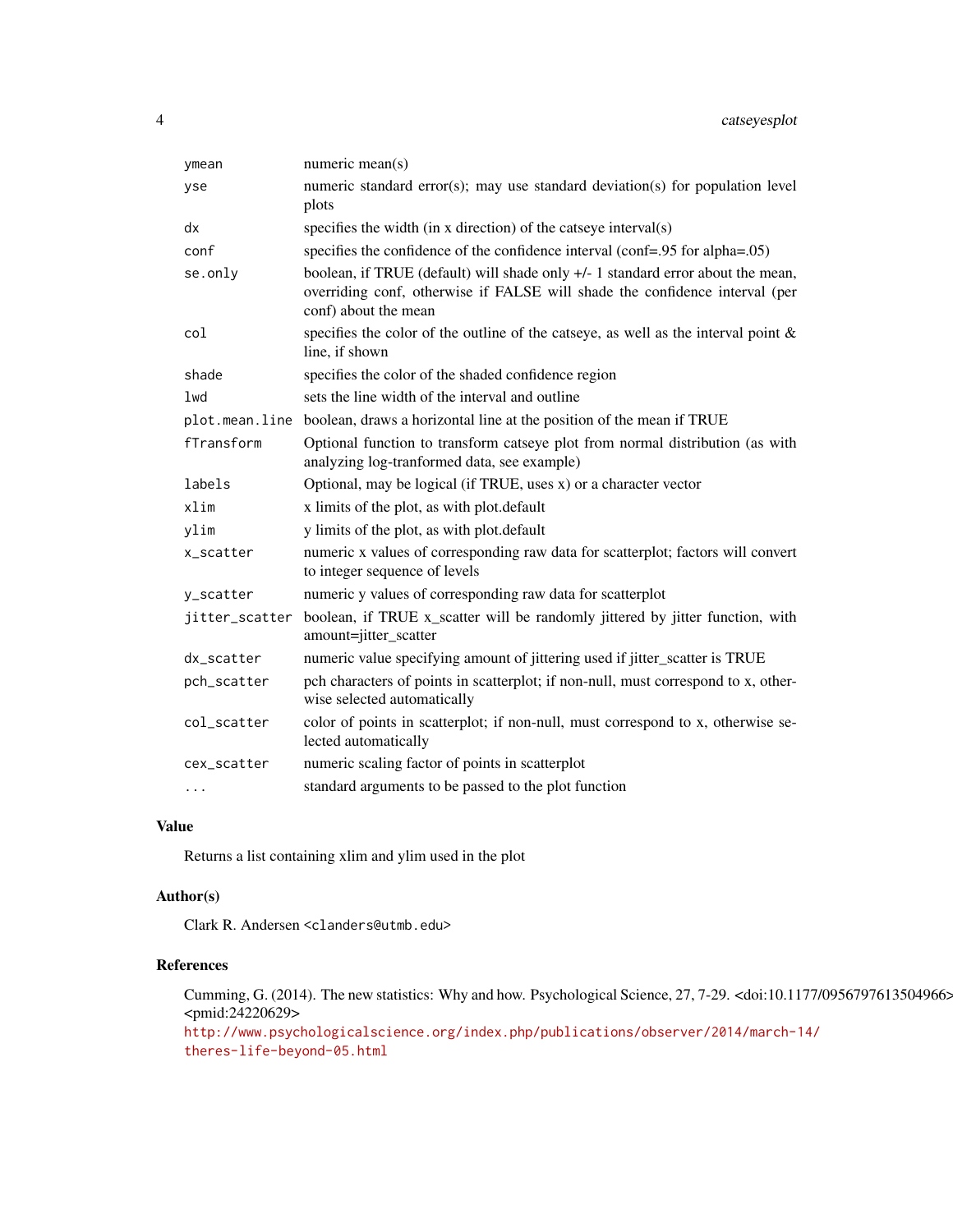| | |
|---|---|
| ymean | numeric mean(s) |
| yse | numeric standard error(s); may use standard deviation(s) for population level plots |
| dx | specifies the width (in x direction) of the catseye interval(s) |
| conf | specifies the confidence of the confidence interval (conf=.95 for alpha=.05) |
| se.only | boolean, if TRUE (default) will shade only +/- 1 standard error about the mean, overriding conf, otherwise if FALSE will shade the confidence interval (per conf) about the mean |
| col | specifies the color of the outline of the catseye, as well as the interval point & line, if shown |
| shade | specifies the color of the shaded confidence region |
| lwd | sets the line width of the interval and outline |
| plot.mean.line | boolean, draws a horizontal line at the position of the mean if TRUE |
| fTransform | Optional function to transform catseye plot from normal distribution (as with analyzing log-tranformed data, see example) |
| labels | Optional, may be logical (if TRUE, uses x) or a character vector |
| xlim | x limits of the plot, as with plot.default |
| ylim | y limits of the plot, as with plot.default |
| x_scatter | numeric x values of corresponding raw data for scatterplot; factors will convert to integer sequence of levels |
| y_scatter | numeric y values of corresponding raw data for scatterplot |
| jitter_scatter | boolean, if TRUE x_scatter will be randomly jittered by jitter function, with amount=jitter_scatter |
| dx_scatter | numeric value specifying amount of jittering used if jitter_scatter is TRUE |
| pch_scatter | pch characters of points in scatterplot; if non-null, must correspond to x, otherwise selected automatically |
| col_scatter | color of points in scatterplot; if non-null, must correspond to x, otherwise selected automatically |
| cex_scatter | numeric scaling factor of points in scatterplot |
| ... | standard arguments to be passed to the plot function |

## Value

Returns a list containing xlim and ylim used in the plot

## Author(s)

Clark R. Andersen <clanders@utmb.edu>

## References

Cumming, G. (2014). The new statistics: Why and how. Psychological Science, 27, 7-29. <doi:10.1177/0956797613504966> <pmid:24220629>
http://www.psychologicalscience.org/index.php/publications/observer/2014/march-14/theres-life-beyond-05.html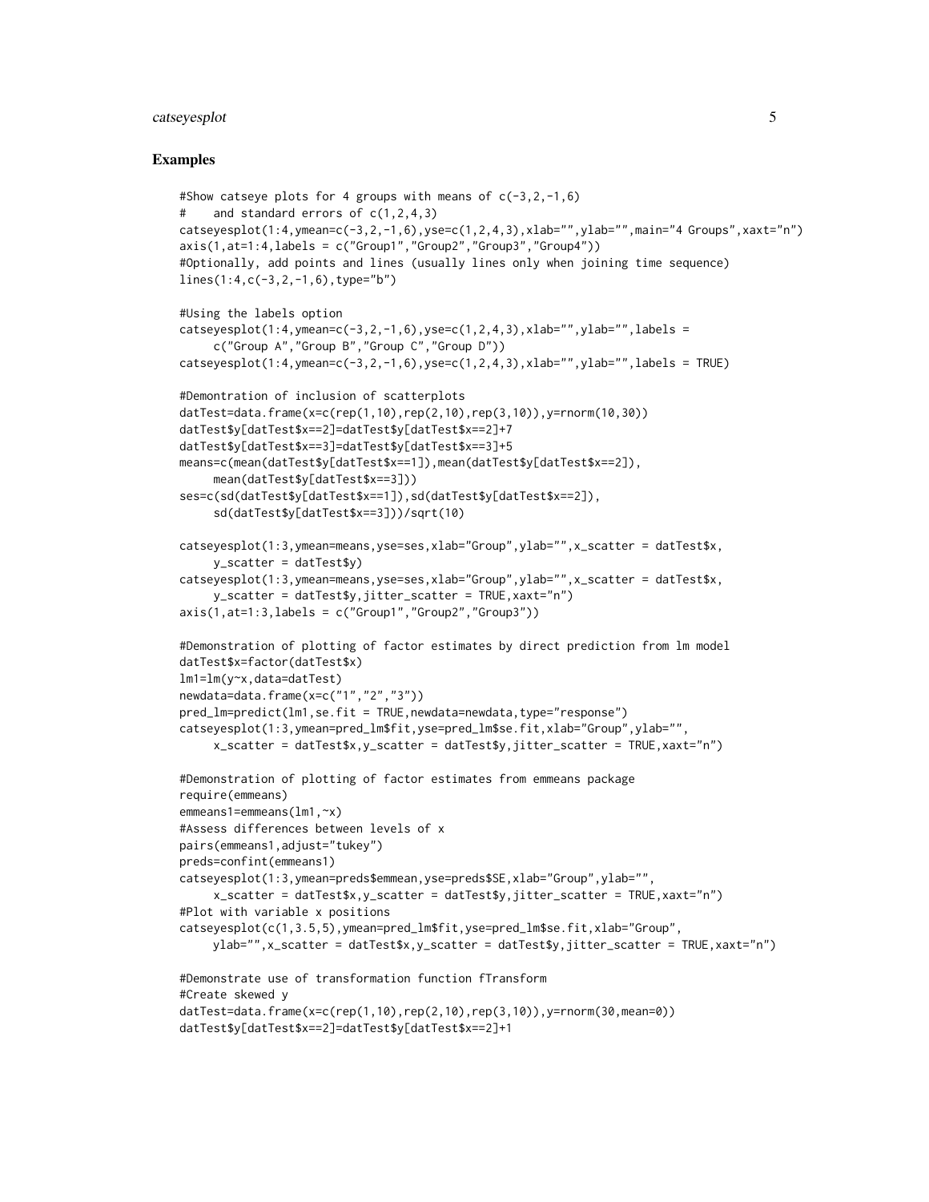## Examples

```
#Show catseye plots for 4 groups with means of c(-3,2,-1,6)
#    and standard errors of c(1,2,4,3)
catseyesplot(1:4,ymean=c(-3,2,-1,6),yse=c(1,2,4,3),xlab="",ylab="",main="4 Groups",xaxt="n")
axis(1,at=1:4,labels = c("Group1","Group2","Group3","Group4"))
#Optionally, add points and lines (usually lines only when joining time sequence)
lines(1:4,c(-3,2,-1,6),type="b")

#Using the labels option
catseyesplot(1:4,ymean=c(-3,2,-1,6),yse=c(1,2,4,3),xlab="",ylab="",labels =
     c("Group A","Group B","Group C","Group D"))
catseyesplot(1:4,ymean=c(-3,2,-1,6),yse=c(1,2,4,3),xlab="",ylab="",labels = TRUE)

#Demontration of inclusion of scatterplots
datTest=data.frame(x=c(rep(1,10),rep(2,10),rep(3,10)),y=rnorm(10,30))
datTest$y[datTest$x==2]=datTest$y[datTest$x==2]+7
datTest$y[datTest$x==3]=datTest$y[datTest$x==3]+5
means=c(mean(datTest$y[datTest$x==1]),mean(datTest$y[datTest$x==2]),
     mean(datTest$y[datTest$x==3]))
ses=c(sd(datTest$y[datTest$x==1]),sd(datTest$y[datTest$x==2]),
     sd(datTest$y[datTest$x==3]))/sqrt(10)

catseyesplot(1:3,ymean=means,yse=ses,xlab="Group",ylab="",x_scatter = datTest$x,
     y_scatter = datTest$y)
catseyesplot(1:3,ymean=means,yse=ses,xlab="Group",ylab="",x_scatter = datTest$x,
     y_scatter = datTest$y,jitter_scatter = TRUE,xaxt="n")
axis(1,at=1:3,labels = c("Group1","Group2","Group3"))

#Demonstration of plotting of factor estimates by direct prediction from lm model
datTest$x=factor(datTest$x)
lm1=lm(y~x,data=datTest)
newdata=data.frame(x=c("1","2","3"))
pred_lm=predict(lm1,se.fit = TRUE,newdata=newdata,type="response")
catseyesplot(1:3,ymean=pred_lm$fit,yse=pred_lm$se.fit,xlab="Group",ylab="",
     x_scatter = datTest$x,y_scatter = datTest$y,jitter_scatter = TRUE,xaxt="n")

#Demonstration of plotting of factor estimates from emmeans package
require(emmeans)
emmeans1=emmeans(lm1,~x)
#Assess differences between levels of x
pairs(emmeans1,adjust="tukey")
preds=confint(emmeans1)
catseyesplot(1:3,ymean=preds$emmean,yse=preds$SE,xlab="Group",ylab="",
     x_scatter = datTest$x,y_scatter = datTest$y,jitter_scatter = TRUE,xaxt="n")
#Plot with variable x positions
catseyesplot(c(1,3.5,5),ymean=pred_lm$fit,yse=pred_lm$se.fit,xlab="Group",
     ylab="",x_scatter = datTest$x,y_scatter = datTest$y,jitter_scatter = TRUE,xaxt="n")

#Demonstrate use of transformation function fTransform
#Create skewed y
datTest=data.frame(x=c(rep(1,10),rep(2,10),rep(3,10)),y=rnorm(30,mean=0))
datTest$y[datTest$x==2]=datTest$y[datTest$x==2]+1
```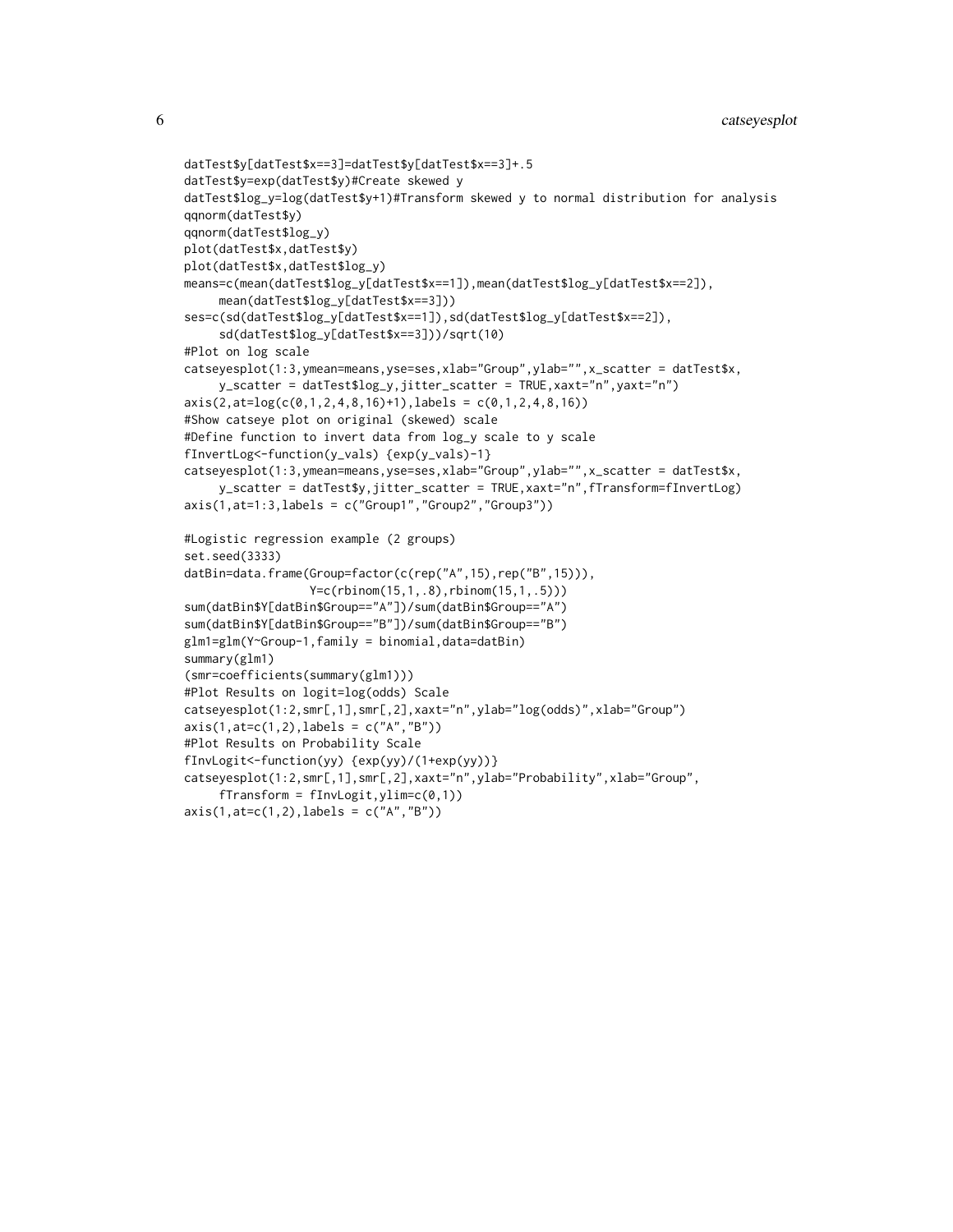```
datTest$y[datTest$x==3]=datTest$y[datTest$x==3]+.5
datTest$y=exp(datTest$y)#Create skewed y
datTest$log_y=log(datTest$y+1)#Transform skewed y to normal distribution for analysis
qqnorm(datTest$y)
qqnorm(datTest$log_y)
plot(datTest$x,datTest$y)
plot(datTest$x,datTest$log_y)
means=c(mean(datTest$log_y[datTest$x==1]),mean(datTest$log_y[datTest$x==2]),
     mean(datTest$log_y[datTest$x==3]))
ses=c(sd(datTest$log_y[datTest$x==1]),sd(datTest$log_y[datTest$x==2]),
     sd(datTest$log_y[datTest$x==3]))/sqrt(10)
#Plot on log scale
catseyesplot(1:3,ymean=means,yse=ses,xlab="Group",ylab="",x_scatter = datTest$x,
     y_scatter = datTest$log_y,jitter_scatter = TRUE,xaxt="n",yaxt="n")
axis(2,at=log(c(0,1,2,4,8,16)+1),labels = c(0,1,2,4,8,16))
#Show catseye plot on original (skewed) scale
#Define function to invert data from log_y scale to y scale
fInvertLog<-function(y_vals) {exp(y_vals)-1}
catseyesplot(1:3,ymean=means,yse=ses,xlab="Group",ylab="",x_scatter = datTest$x,
     y_scatter = datTest$y,jitter_scatter = TRUE,xaxt="n",fTransform=fInvertLog)
axis(1,at=1:3,labels = c("Group1","Group2","Group3"))

#Logistic regression example (2 groups)
set.seed(3333)
datBin=data.frame(Group=factor(c(rep("A",15),rep("B",15))),
                  Y=c(rbinom(15,1,.8),rbinom(15,1,.5)))
sum(datBin$Y[datBin$Group=="A"])/sum(datBin$Group=="A")
sum(datBin$Y[datBin$Group=="B"])/sum(datBin$Group=="B")
glm1=glm(Y~Group-1,family = binomial,data=datBin)
summary(glm1)
(smr=coefficients(summary(glm1)))
#Plot Results on logit=log(odds) Scale
catseyesplot(1:2,smr[,1],smr[,2],xaxt="n",ylab="log(odds)",xlab="Group")
axis(1,at=c(1,2),labels = c("A","B"))
#Plot Results on Probability Scale
fInvLogit<-function(yy) {exp(yy)/(1+exp(yy))}
catseyesplot(1:2,smr[,1],smr[,2],xaxt="n",ylab="Probability",xlab="Group",
     fTransform = fInvLogit,ylim=c(0,1))
axis(1,at=c(1,2),labels = c("A","B"))
```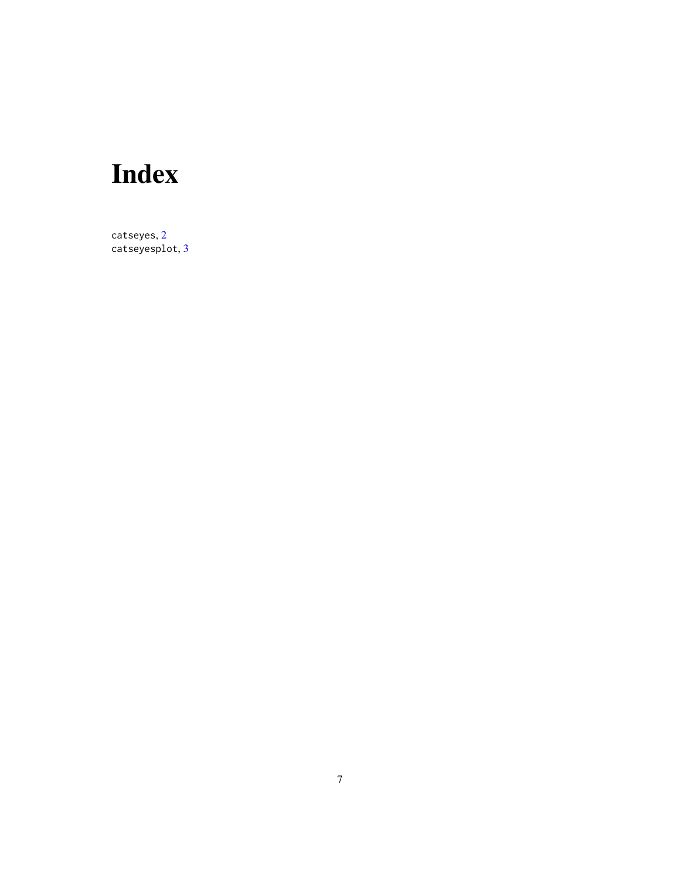# Index

catseyes, 2
catseyesplot, 3